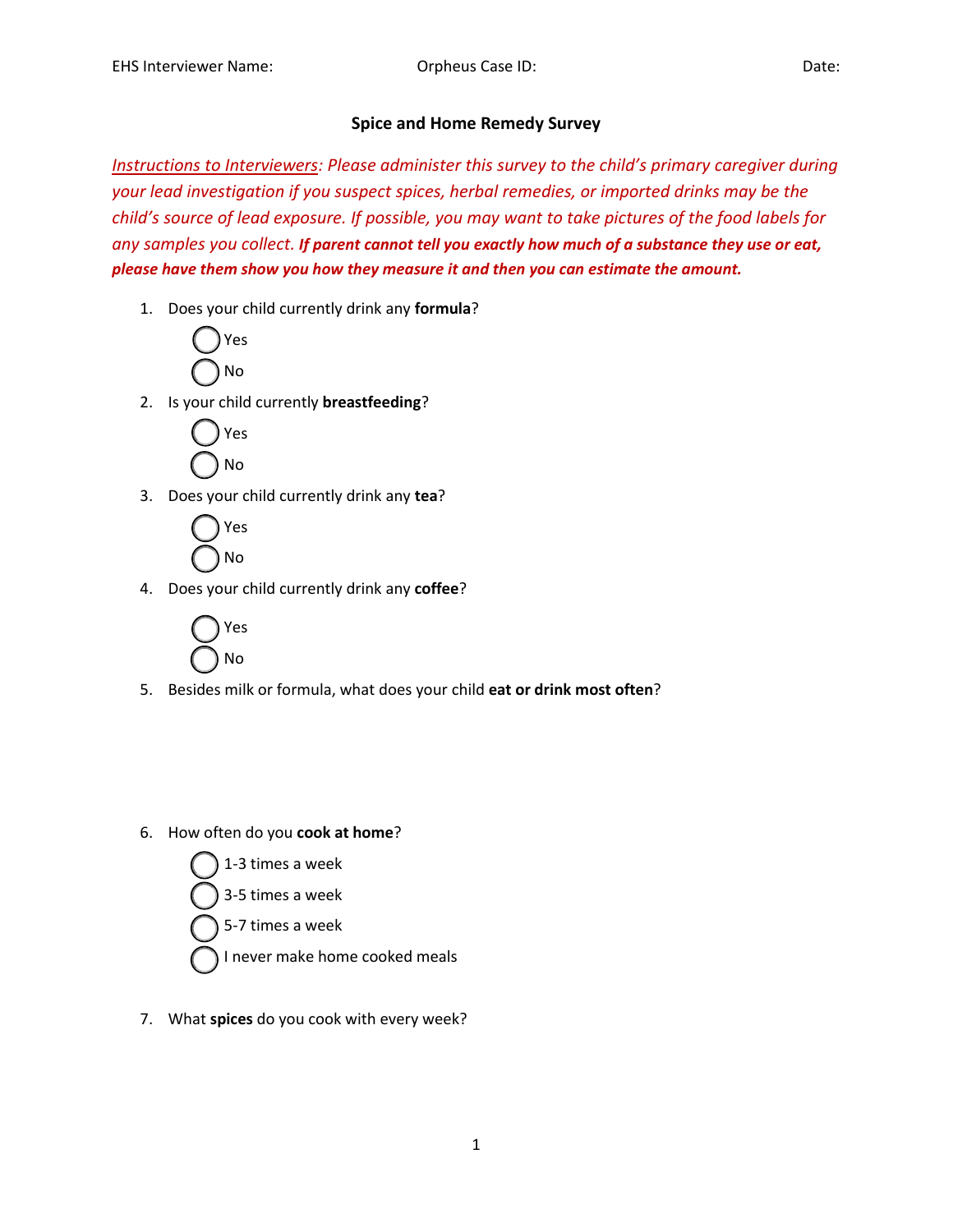EHS Interviewer Name: Orpheus Case ID: Date:

# Spice and Home Remedy Survey

*Instructions to Interviewers: Please administer this survey to the child's primary caregiver during your lead investigation if you suspect spices, herbal remedies, or imported drinks may be the child's source of lead exposure. If possible, you may want to take pictures of the food labels for any samples you collect.* ***If parent cannot tell you exactly how much of a substance they use or eat, please have them show you how they measure it and then you can estimate the amount.***

1. Does your child currently drink any **formula**?
   - ◯ Yes
   - ◯ No
2. Is your child currently **breastfeeding**?
   - ◯ Yes
   - ◯ No
3. Does your child currently drink any **tea**?
   - ◯ Yes
   - ◯ No
4. Does your child currently drink any **coffee**?
   - ◯ Yes
   - ◯ No
5. Besides milk or formula, what does your child **eat or drink most often**?

6. How often do you **cook at home**?
   - ◯ 1-3 times a week
   - ◯ 3-5 times a week
   - ◯ 5-7 times a week
   - ◯ I never make home cooked meals
7. What **spices** do you cook with every week?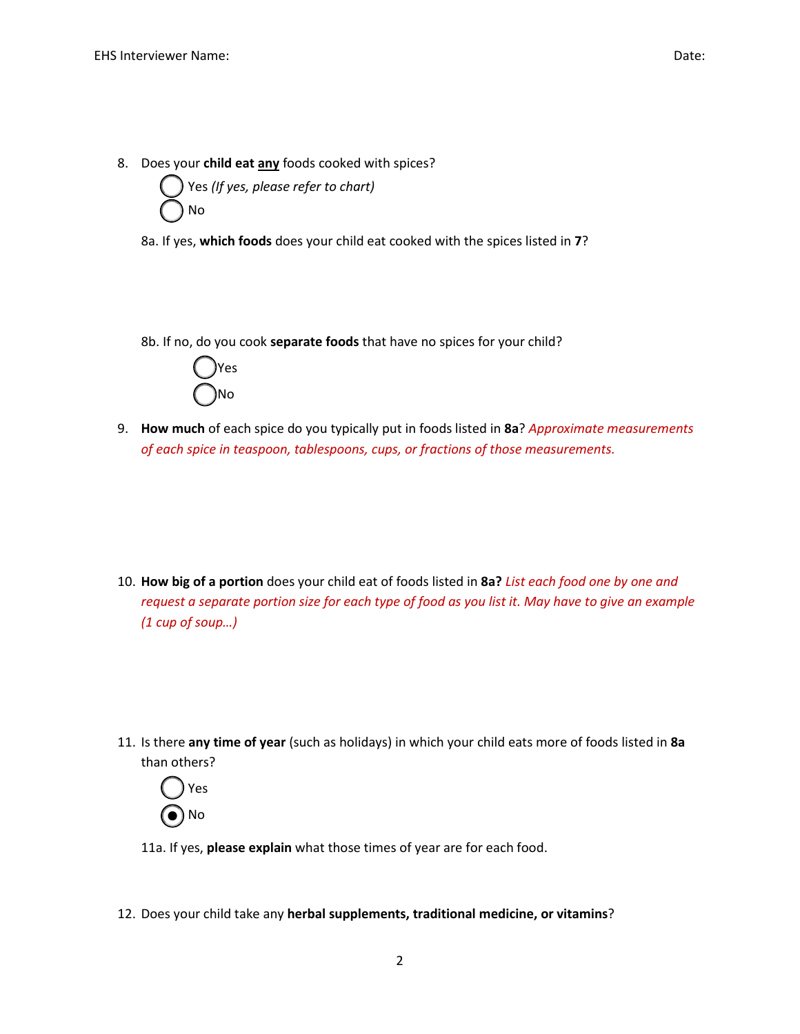EHS Interviewer Name: Date:

8. Does your **child eat <u>any</u>** foods cooked with spices?

   ◯ Yes *(If yes, please refer to chart)*

   ◯ No

   8a. If yes, **which foods** does your child eat cooked with the spices listed in **7**?

   8b. If no, do you cook **separate foods** that have no spices for your child?

   ◯ Yes

   ◯ No

9. **How much** of each spice do you typically put in foods listed in **8a**? *Approximate measurements of each spice in teaspoon, tablespoons, cups, or fractions of those measurements.*

10. **How big of a portion** does your child eat of foods listed in **8a?** *List each food one by one and request a separate portion size for each type of food as you list it. May have to give an example (1 cup of soup…)*

11. Is there **any time of year** (such as holidays) in which your child eats more of foods listed in **8a** than others?

    ◯ Yes

    ◉ No

    11a. If yes, **please explain** what those times of year are for each food.

12. Does your child take any **herbal supplements, traditional medicine, or vitamins**?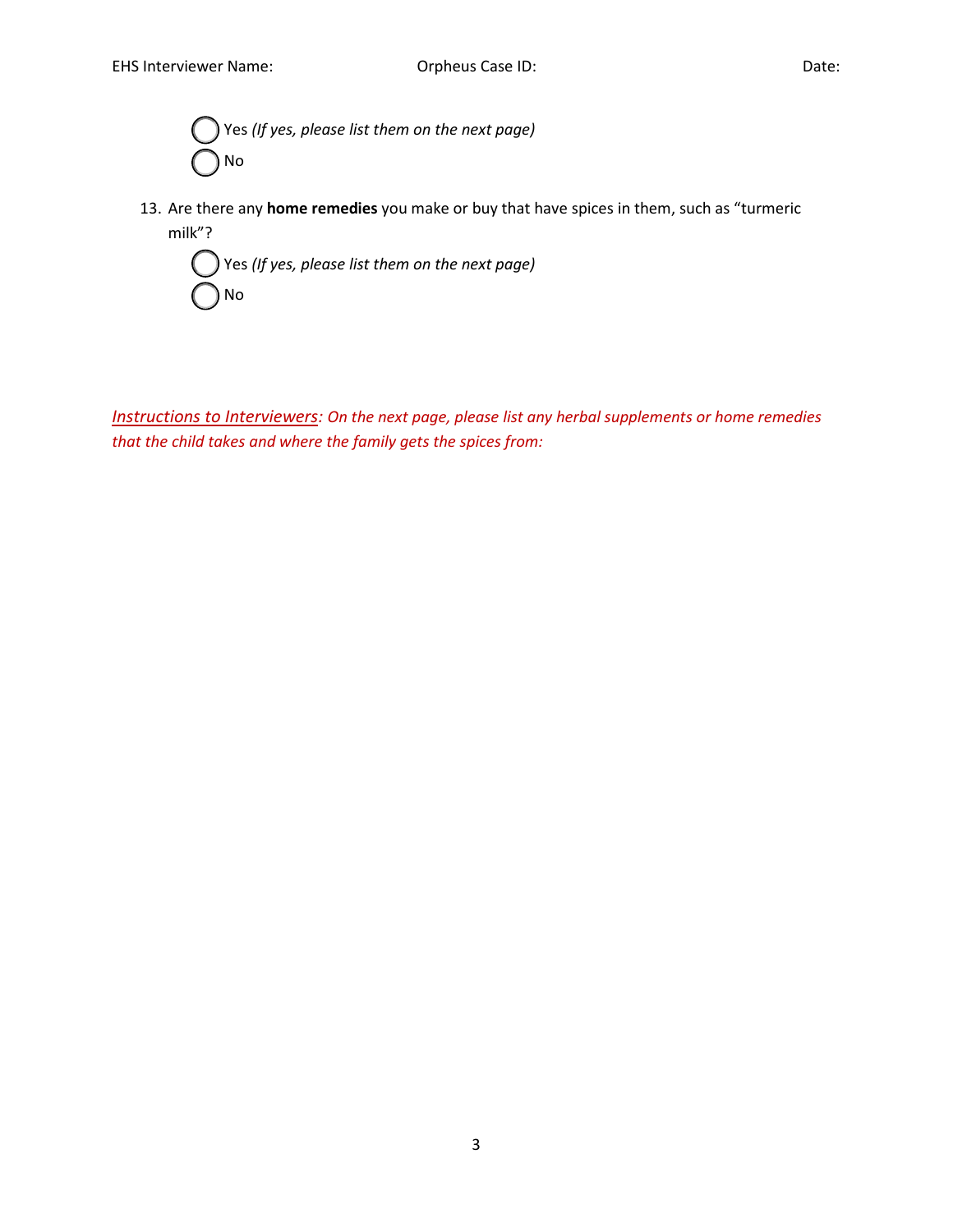- ◯ Yes *(If yes, please list them on the next page)*
- ◯ No

13. Are there any **home remedies** you make or buy that have spices in them, such as "turmeric milk"?
    - ◯ Yes *(If yes, please list them on the next page)*
    - ◯ No

*<u>Instructions to Interviewers</u>: On the next page, please list any herbal supplements or home remedies that the child takes and where the family gets the spices from:*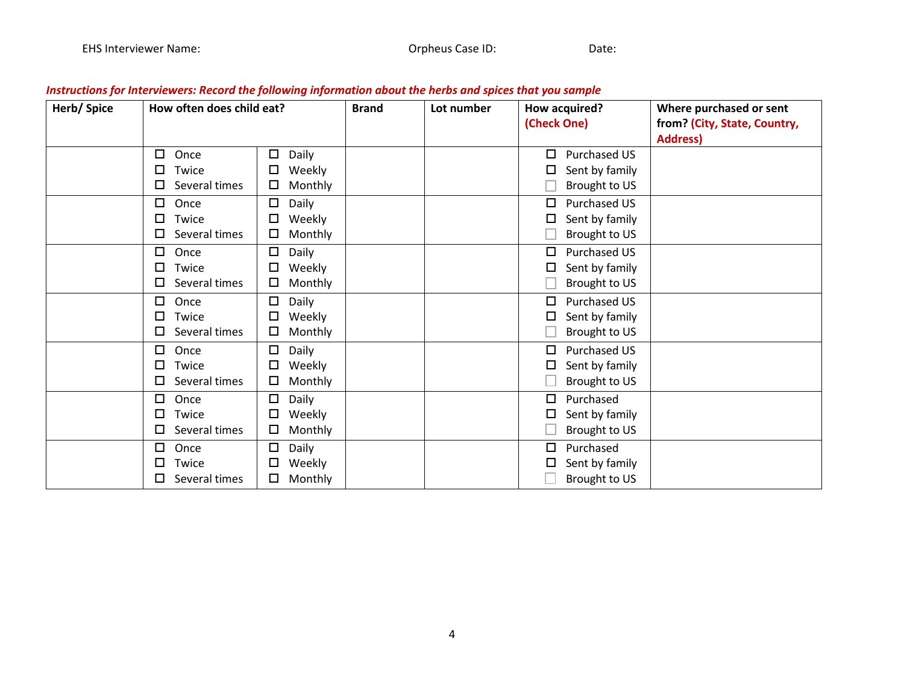EHS Interviewer Name: Orpheus Case ID: Date:

***Instructions for Interviewers: Record the following information about the herbs and spices that you sample***

| **Herb/ Spice** | **How often does child eat?** | | **Brand** | **Lot number** | **How acquired? (Check One)** | **Where purchased or sent from? (City, State, Country, Address)** |
|---|---|---|---|---|---|---|
| | ☐ Once<br>☐ Twice<br>☐ Several times | ☐ Daily<br>☐ Weekly<br>☐ Monthly | | | ☐ Purchased US<br>☐ Sent by family<br>☐ Brought to US | |
| | ☐ Once<br>☐ Twice<br>☐ Several times | ☐ Daily<br>☐ Weekly<br>☐ Monthly | | | ☐ Purchased US<br>☐ Sent by family<br>☐ Brought to US | |
| | ☐ Once<br>☐ Twice<br>☐ Several times | ☐ Daily<br>☐ Weekly<br>☐ Monthly | | | ☐ Purchased US<br>☐ Sent by family<br>☐ Brought to US | |
| | ☐ Once<br>☐ Twice<br>☐ Several times | ☐ Daily<br>☐ Weekly<br>☐ Monthly | | | ☐ Purchased US<br>☐ Sent by family<br>☐ Brought to US | |
| | ☐ Once<br>☐ Twice<br>☐ Several times | ☐ Daily<br>☐ Weekly<br>☐ Monthly | | | ☐ Purchased US<br>☐ Sent by family<br>☐ Brought to US | |
| | ☐ Once<br>☐ Twice<br>☐ Several times | ☐ Daily<br>☐ Weekly<br>☐ Monthly | | | ☐ Purchased<br>☐ Sent by family<br>☐ Brought to US | |
| | ☐ Once<br>☐ Twice<br>☐ Several times | ☐ Daily<br>☐ Weekly<br>☐ Monthly | | | ☐ Purchased<br>☐ Sent by family<br>☐ Brought to US | |